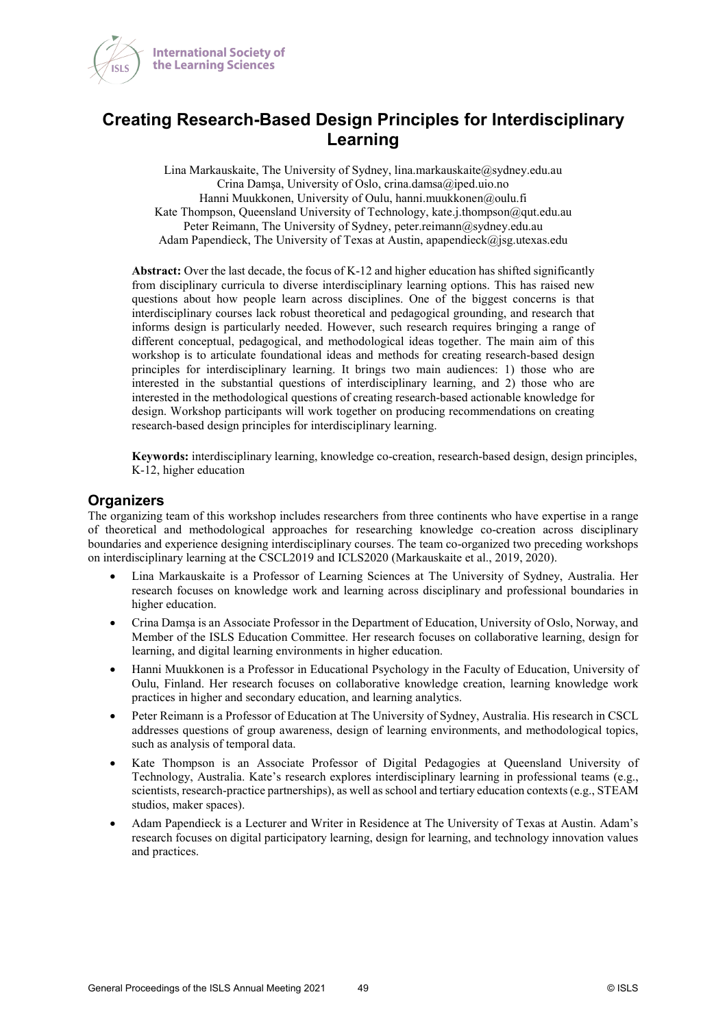# Creating Research-Based Design Principles for Interdisciplinary Learning

Lina Markauskaite, The University of Sydney, lina.markauskaite@sydney.edu.au
Crina Damşa, University of Oslo, crina.damsa@iped.uio.no
Hanni Muukkonen, University of Oulu, hanni.muukkonen@oulu.fi
Kate Thompson, Queensland University of Technology, kate.j.thompson@qut.edu.au
Peter Reimann, The University of Sydney, peter.reimann@sydney.edu.au
Adam Papendieck, The University of Texas at Austin, apapendieck@jsg.utexas.edu

**Abstract:** Over the last decade, the focus of K-12 and higher education has shifted significantly from disciplinary curricula to diverse interdisciplinary learning options. This has raised new questions about how people learn across disciplines. One of the biggest concerns is that interdisciplinary courses lack robust theoretical and pedagogical grounding, and research that informs design is particularly needed. However, such research requires bringing a range of different conceptual, pedagogical, and methodological ideas together. The main aim of this workshop is to articulate foundational ideas and methods for creating research-based design principles for interdisciplinary learning. It brings two main audiences: 1) those who are interested in the substantial questions of interdisciplinary learning, and 2) those who are interested in the methodological questions of creating research-based actionable knowledge for design. Workshop participants will work together on producing recommendations on creating research-based design principles for interdisciplinary learning.

**Keywords:** interdisciplinary learning, knowledge co-creation, research-based design, design principles, K-12, higher education

## Organizers

The organizing team of this workshop includes researchers from three continents who have expertise in a range of theoretical and methodological approaches for researching knowledge co-creation across disciplinary boundaries and experience designing interdisciplinary courses. The team co-organized two preceding workshops on interdisciplinary learning at the CSCL2019 and ICLS2020 (Markauskaite et al., 2019, 2020).

- Lina Markauskaite is a Professor of Learning Sciences at The University of Sydney, Australia. Her research focuses on knowledge work and learning across disciplinary and professional boundaries in higher education.
- Crina Damşa is an Associate Professor in the Department of Education, University of Oslo, Norway, and Member of the ISLS Education Committee. Her research focuses on collaborative learning, design for learning, and digital learning environments in higher education.
- Hanni Muukkonen is a Professor in Educational Psychology in the Faculty of Education, University of Oulu, Finland. Her research focuses on collaborative knowledge creation, learning knowledge work practices in higher and secondary education, and learning analytics.
- Peter Reimann is a Professor of Education at The University of Sydney, Australia. His research in CSCL addresses questions of group awareness, design of learning environments, and methodological topics, such as analysis of temporal data.
- Kate Thompson is an Associate Professor of Digital Pedagogies at Queensland University of Technology, Australia. Kate's research explores interdisciplinary learning in professional teams (e.g., scientists, research-practice partnerships), as well as school and tertiary education contexts (e.g., STEAM studios, maker spaces).
- Adam Papendieck is a Lecturer and Writer in Residence at The University of Texas at Austin. Adam's research focuses on digital participatory learning, design for learning, and technology innovation values and practices.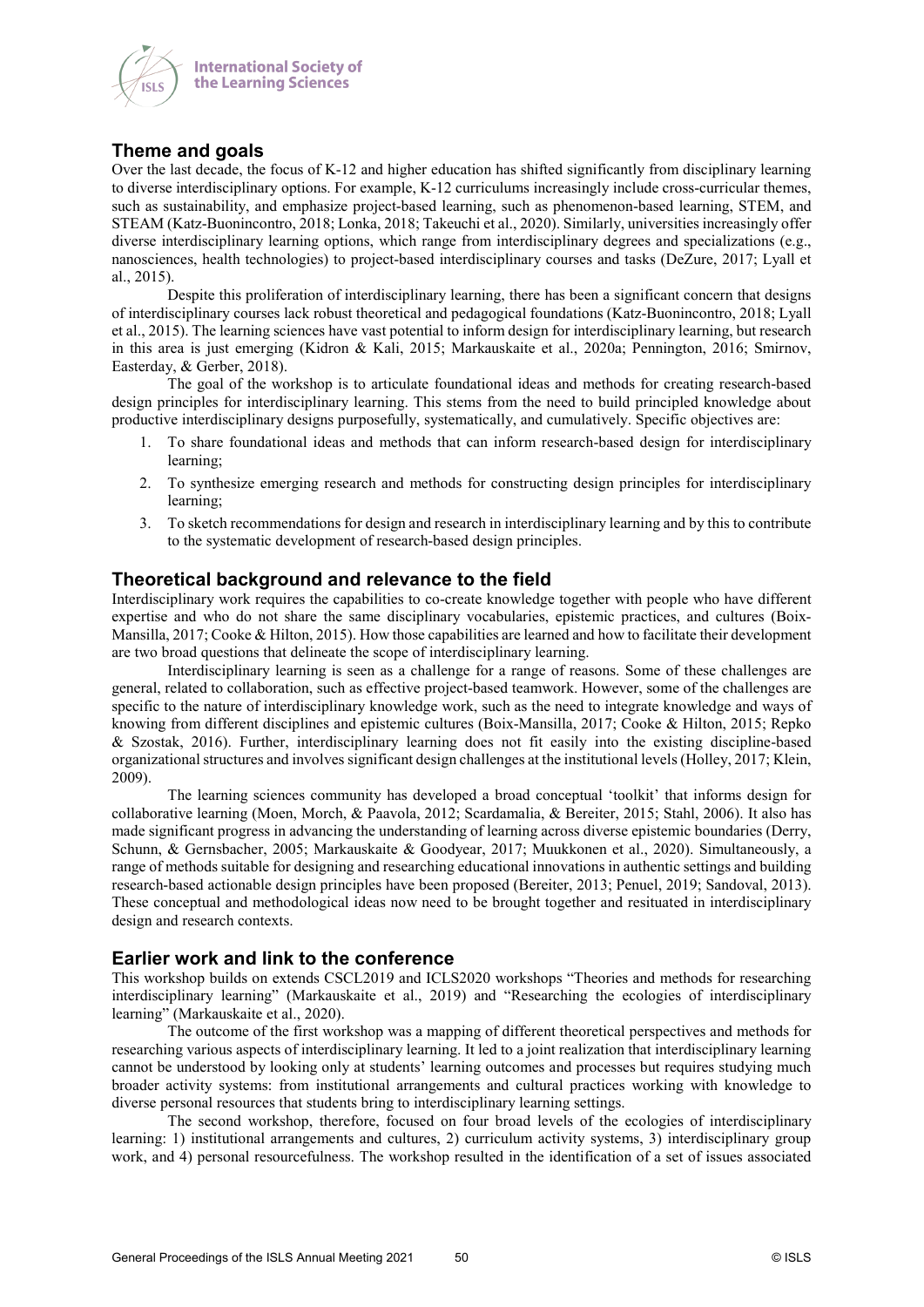## Theme and goals

Over the last decade, the focus of K-12 and higher education has shifted significantly from disciplinary learning to diverse interdisciplinary options. For example, K-12 curriculums increasingly include cross-curricular themes, such as sustainability, and emphasize project-based learning, such as phenomenon-based learning, STEM, and STEAM (Katz-Buonincontro, 2018; Lonka, 2018; Takeuchi et al., 2020). Similarly, universities increasingly offer diverse interdisciplinary learning options, which range from interdisciplinary degrees and specializations (e.g., nanosciences, health technologies) to project-based interdisciplinary courses and tasks (DeZure, 2017; Lyall et al., 2015).

Despite this proliferation of interdisciplinary learning, there has been a significant concern that designs of interdisciplinary courses lack robust theoretical and pedagogical foundations (Katz-Buonincontro, 2018; Lyall et al., 2015). The learning sciences have vast potential to inform design for interdisciplinary learning, but research in this area is just emerging (Kidron & Kali, 2015; Markauskaite et al., 2020a; Pennington, 2016; Smirnov, Easterday, & Gerber, 2018).

The goal of the workshop is to articulate foundational ideas and methods for creating research-based design principles for interdisciplinary learning. This stems from the need to build principled knowledge about productive interdisciplinary designs purposefully, systematically, and cumulatively. Specific objectives are:

1. To share foundational ideas and methods that can inform research-based design for interdisciplinary learning;
2. To synthesize emerging research and methods for constructing design principles for interdisciplinary learning;
3. To sketch recommendations for design and research in interdisciplinary learning and by this to contribute to the systematic development of research-based design principles.

## Theoretical background and relevance to the field

Interdisciplinary work requires the capabilities to co-create knowledge together with people who have different expertise and who do not share the same disciplinary vocabularies, epistemic practices, and cultures (Boix-Mansilla, 2017; Cooke & Hilton, 2015). How those capabilities are learned and how to facilitate their development are two broad questions that delineate the scope of interdisciplinary learning.

Interdisciplinary learning is seen as a challenge for a range of reasons. Some of these challenges are general, related to collaboration, such as effective project-based teamwork. However, some of the challenges are specific to the nature of interdisciplinary knowledge work, such as the need to integrate knowledge and ways of knowing from different disciplines and epistemic cultures (Boix-Mansilla, 2017; Cooke & Hilton, 2015; Repko & Szostak, 2016). Further, interdisciplinary learning does not fit easily into the existing discipline-based organizational structures and involves significant design challenges at the institutional levels (Holley, 2017; Klein, 2009).

The learning sciences community has developed a broad conceptual 'toolkit' that informs design for collaborative learning (Moen, Morch, & Paavola, 2012; Scardamalia, & Bereiter, 2015; Stahl, 2006). It also has made significant progress in advancing the understanding of learning across diverse epistemic boundaries (Derry, Schunn, & Gernsbacher, 2005; Markauskaite & Goodyear, 2017; Muukkonen et al., 2020). Simultaneously, a range of methods suitable for designing and researching educational innovations in authentic settings and building research-based actionable design principles have been proposed (Bereiter, 2013; Penuel, 2019; Sandoval, 2013). These conceptual and methodological ideas now need to be brought together and resituated in interdisciplinary design and research contexts.

## Earlier work and link to the conference

This workshop builds on extends CSCL2019 and ICLS2020 workshops "Theories and methods for researching interdisciplinary learning" (Markauskaite et al., 2019) and "Researching the ecologies of interdisciplinary learning" (Markauskaite et al., 2020).

The outcome of the first workshop was a mapping of different theoretical perspectives and methods for researching various aspects of interdisciplinary learning. It led to a joint realization that interdisciplinary learning cannot be understood by looking only at students' learning outcomes and processes but requires studying much broader activity systems: from institutional arrangements and cultural practices working with knowledge to diverse personal resources that students bring to interdisciplinary learning settings.

The second workshop, therefore, focused on four broad levels of the ecologies of interdisciplinary learning: 1) institutional arrangements and cultures, 2) curriculum activity systems, 3) interdisciplinary group work, and 4) personal resourcefulness. The workshop resulted in the identification of a set of issues associated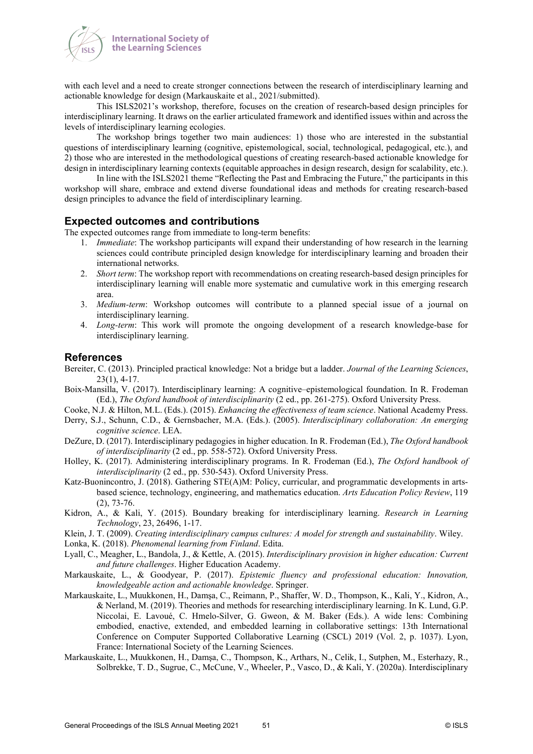with each level and a need to create stronger connections between the research of interdisciplinary learning and actionable knowledge for design (Markauskaite et al., 2021/submitted).

This ISLS2021's workshop, therefore, focuses on the creation of research-based design principles for interdisciplinary learning. It draws on the earlier articulated framework and identified issues within and across the levels of interdisciplinary learning ecologies.

The workshop brings together two main audiences: 1) those who are interested in the substantial questions of interdisciplinary learning (cognitive, epistemological, social, technological, pedagogical, etc.), and 2) those who are interested in the methodological questions of creating research-based actionable knowledge for design in interdisciplinary learning contexts (equitable approaches in design research, design for scalability, etc.).

In line with the ISLS2021 theme "Reflecting the Past and Embracing the Future," the participants in this workshop will share, embrace and extend diverse foundational ideas and methods for creating research-based design principles to advance the field of interdisciplinary learning.

## Expected outcomes and contributions

The expected outcomes range from immediate to long-term benefits:

1. *Immediate*: The workshop participants will expand their understanding of how research in the learning sciences could contribute principled design knowledge for interdisciplinary learning and broaden their international networks.
2. *Short term*: The workshop report with recommendations on creating research-based design principles for interdisciplinary learning will enable more systematic and cumulative work in this emerging research area.
3. *Medium-term*: Workshop outcomes will contribute to a planned special issue of a journal on interdisciplinary learning.
4. *Long-term*: This work will promote the ongoing development of a research knowledge-base for interdisciplinary learning.

## References

Bereiter, C. (2013). Principled practical knowledge: Not a bridge but a ladder. *Journal of the Learning Sciences*, 23(1), 4-17.

Boix-Mansilla, V. (2017). Interdisciplinary learning: A cognitive–epistemological foundation. In R. Frodeman (Ed.), *The Oxford handbook of interdisciplinarity* (2 ed., pp. 261-275). Oxford University Press.

Cooke, N.J. & Hilton, M.L. (Eds.). (2015). *Enhancing the effectiveness of team science*. National Academy Press.

Derry, S.J., Schunn, C.D., & Gernsbacher, M.A. (Eds.). (2005). *Interdisciplinary collaboration: An emerging cognitive science*. LEA.

DeZure, D. (2017). Interdisciplinary pedagogies in higher education. In R. Frodeman (Ed.), *The Oxford handbook of interdisciplinarity* (2 ed., pp. 558-572). Oxford University Press.

Holley, K. (2017). Administering interdisciplinary programs. In R. Frodeman (Ed.), *The Oxford handbook of interdisciplinarity* (2 ed., pp. 530-543). Oxford University Press.

Katz-Buonincontro, J. (2018). Gathering STE(A)M: Policy, curricular, and programmatic developments in arts-based science, technology, engineering, and mathematics education. *Arts Education Policy Review*, 119 (2), 73-76.

Kidron, A., & Kali, Y. (2015). Boundary breaking for interdisciplinary learning. *Research in Learning Technology*, 23, 26496, 1-17.

Klein, J. T. (2009). *Creating interdisciplinary campus cultures: A model for strength and sustainability*. Wiley.

Lonka, K. (2018). *Phenomenal learning from Finland*. Edita.

Lyall, C., Meagher, L., Bandola, J., & Kettle, A. (2015). *Interdisciplinary provision in higher education: Current and future challenges*. Higher Education Academy.

Markauskaite, L., & Goodyear, P. (2017). *Epistemic fluency and professional education: Innovation, knowledgeable action and actionable knowledge*. Springer.

Markauskaite, L., Muukkonen, H., Damşa, C., Reimann, P., Shaffer, W. D., Thompson, K., Kali, Y., Kidron, A., & Nerland, M. (2019). Theories and methods for researching interdisciplinary learning. In K. Lund, G.P. Niccolai, E. Lavoué, C. Hmelo-Silver, G. Gweon, & M. Baker (Eds.). A wide lens: Combining embodied, enactive, extended, and embedded learning in collaborative settings: 13th International Conference on Computer Supported Collaborative Learning (CSCL) 2019 (Vol. 2, p. 1037). Lyon, France: International Society of the Learning Sciences.

Markauskaite, L., Muukkonen, H., Damşa, C., Thompson, K., Arthars, N., Celik, I., Sutphen, M., Esterhazy, R., Solbrekke, T. D., Sugrue, C., McCune, V., Wheeler, P., Vasco, D., & Kali, Y. (2020a). Interdisciplinary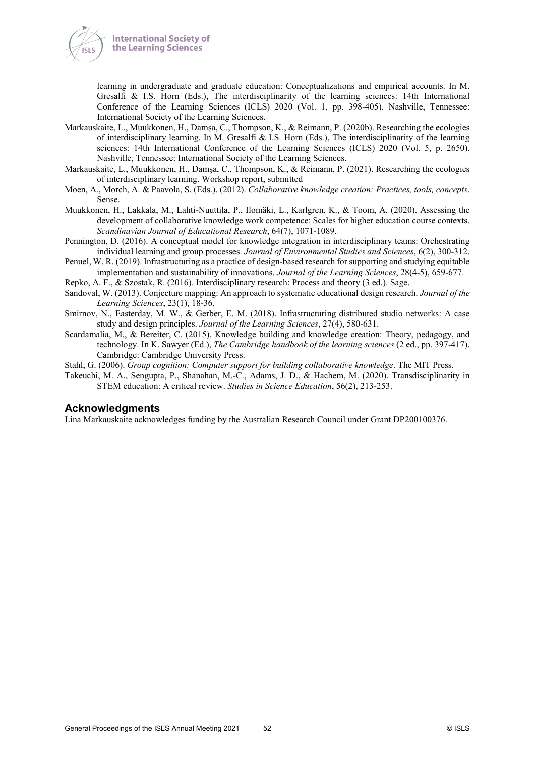learning in undergraduate and graduate education: Conceptualizations and empirical accounts. In M. Gresalfi & I.S. Horn (Eds.), The interdisciplinarity of the learning sciences: 14th International Conference of the Learning Sciences (ICLS) 2020 (Vol. 1, pp. 398-405). Nashville, Tennessee: International Society of the Learning Sciences.

Markauskaite, L., Muukkonen, H., Damşa, C., Thompson, K., & Reimann, P. (2020b). Researching the ecologies of interdisciplinary learning. In M. Gresalfi & I.S. Horn (Eds.), The interdisciplinarity of the learning sciences: 14th International Conference of the Learning Sciences (ICLS) 2020 (Vol. 5, p. 2650). Nashville, Tennessee: International Society of the Learning Sciences.

Markauskaite, L., Muukkonen, H., Damşa, C., Thompson, K., & Reimann, P. (2021). Researching the ecologies of interdisciplinary learning. Workshop report, submitted

Moen, A., Morch, A. & Paavola, S. (Eds.). (2012). *Collaborative knowledge creation: Practices, tools, concepts*. Sense.

Muukkonen, H., Lakkala, M., Lahti-Nuuttila, P., Ilomäki, L., Karlgren, K., & Toom, A. (2020). Assessing the development of collaborative knowledge work competence: Scales for higher education course contexts. *Scandinavian Journal of Educational Research*, 64(7), 1071-1089.

Pennington, D. (2016). A conceptual model for knowledge integration in interdisciplinary teams: Orchestrating individual learning and group processes. *Journal of Environmental Studies and Sciences*, 6(2), 300-312.

Penuel, W. R. (2019). Infrastructuring as a practice of design-based research for supporting and studying equitable implementation and sustainability of innovations. *Journal of the Learning Sciences*, 28(4-5), 659-677.

Repko, A. F., & Szostak, R. (2016). Interdisciplinary research: Process and theory (3 ed.). Sage.

Sandoval, W. (2013). Conjecture mapping: An approach to systematic educational design research. *Journal of the Learning Sciences*, 23(1), 18-36.

Smirnov, N., Easterday, M. W., & Gerber, E. M. (2018). Infrastructuring distributed studio networks: A case study and design principles. *Journal of the Learning Sciences*, 27(4), 580-631.

Scardamalia, M., & Bereiter, C. (2015). Knowledge building and knowledge creation: Theory, pedagogy, and technology. In K. Sawyer (Ed.), *The Cambridge handbook of the learning sciences* (2 ed., pp. 397-417). Cambridge: Cambridge University Press.

Stahl, G. (2006). *Group cognition: Computer support for building collaborative knowledge*. The MIT Press.

Takeuchi, M. A., Sengupta, P., Shanahan, M.-C., Adams, J. D., & Hachem, M. (2020). Transdisciplinarity in STEM education: A critical review. *Studies in Science Education*, 56(2), 213-253.

## Acknowledgments

Lina Markauskaite acknowledges funding by the Australian Research Council under Grant DP200100376.